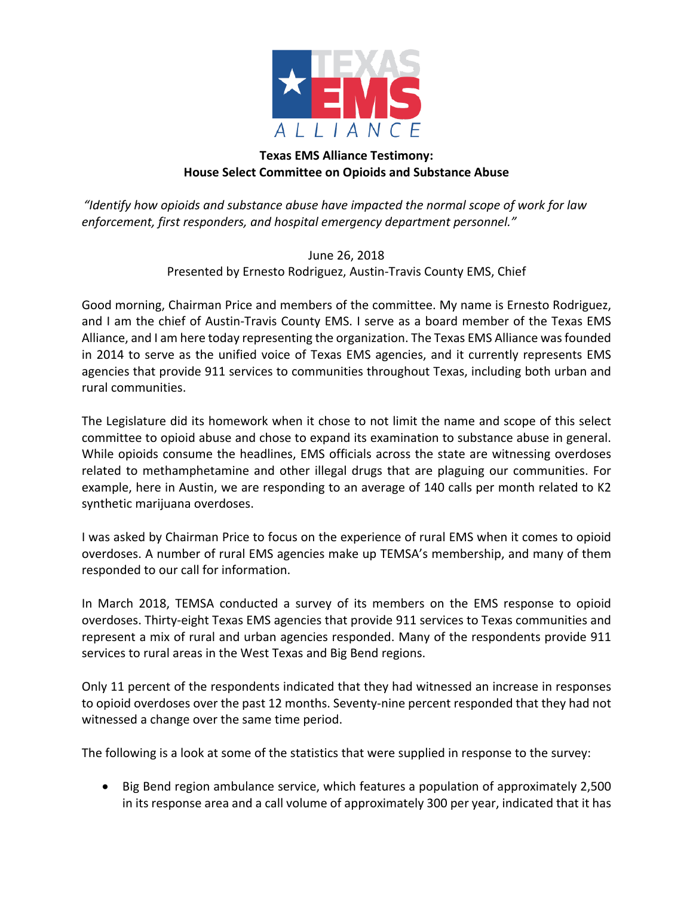**Texas EMS Alliance Testimony:**
**House Select Committee on Opioids and Substance Abuse**

*"Identify how opioids and substance abuse have impacted the normal scope of work for law enforcement, first responders, and hospital emergency department personnel."*

June 26, 2018
Presented by Ernesto Rodriguez, Austin-Travis County EMS, Chief

Good morning, Chairman Price and members of the committee. My name is Ernesto Rodriguez, and I am the chief of Austin-Travis County EMS. I serve as a board member of the Texas EMS Alliance, and I am here today representing the organization. The Texas EMS Alliance was founded in 2014 to serve as the unified voice of Texas EMS agencies, and it currently represents EMS agencies that provide 911 services to communities throughout Texas, including both urban and rural communities.

The Legislature did its homework when it chose to not limit the name and scope of this select committee to opioid abuse and chose to expand its examination to substance abuse in general. While opioids consume the headlines, EMS officials across the state are witnessing overdoses related to methamphetamine and other illegal drugs that are plaguing our communities. For example, here in Austin, we are responding to an average of 140 calls per month related to K2 synthetic marijuana overdoses.

I was asked by Chairman Price to focus on the experience of rural EMS when it comes to opioid overdoses. A number of rural EMS agencies make up TEMSA's membership, and many of them responded to our call for information.

In March 2018, TEMSA conducted a survey of its members on the EMS response to opioid overdoses. Thirty-eight Texas EMS agencies that provide 911 services to Texas communities and represent a mix of rural and urban agencies responded. Many of the respondents provide 911 services to rural areas in the West Texas and Big Bend regions.

Only 11 percent of the respondents indicated that they had witnessed an increase in responses to opioid overdoses over the past 12 months. Seventy-nine percent responded that they had not witnessed a change over the same time period.

The following is a look at some of the statistics that were supplied in response to the survey:

- Big Bend region ambulance service, which features a population of approximately 2,500 in its response area and a call volume of approximately 300 per year, indicated that it has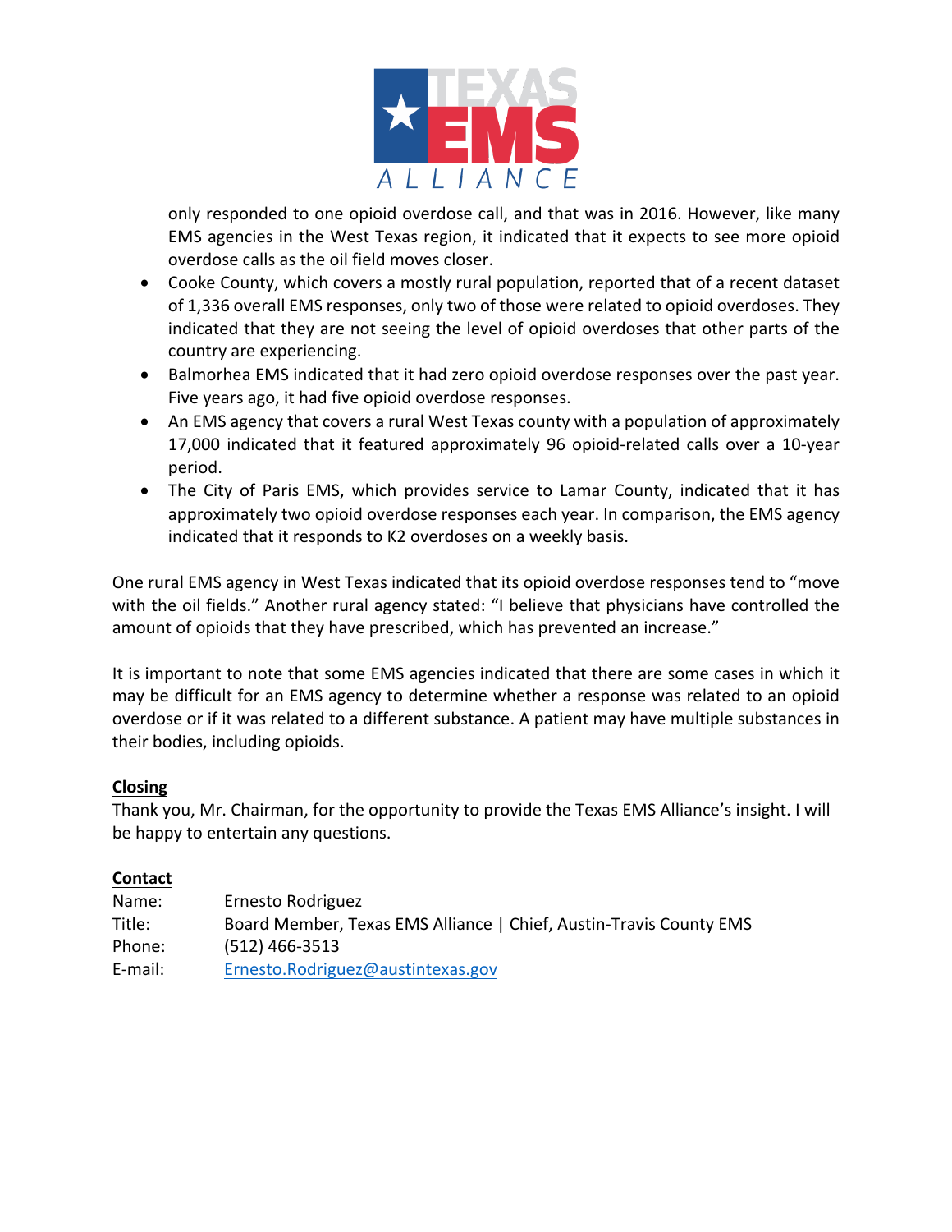only responded to one opioid overdose call, and that was in 2016. However, like many EMS agencies in the West Texas region, it indicated that it expects to see more opioid overdose calls as the oil field moves closer.

- Cooke County, which covers a mostly rural population, reported that of a recent dataset of 1,336 overall EMS responses, only two of those were related to opioid overdoses. They indicated that they are not seeing the level of opioid overdoses that other parts of the country are experiencing.
- Balmorhea EMS indicated that it had zero opioid overdose responses over the past year. Five years ago, it had five opioid overdose responses.
- An EMS agency that covers a rural West Texas county with a population of approximately 17,000 indicated that it featured approximately 96 opioid-related calls over a 10-year period.
- The City of Paris EMS, which provides service to Lamar County, indicated that it has approximately two opioid overdose responses each year. In comparison, the EMS agency indicated that it responds to K2 overdoses on a weekly basis.

One rural EMS agency in West Texas indicated that its opioid overdose responses tend to "move with the oil fields." Another rural agency stated: "I believe that physicians have controlled the amount of opioids that they have prescribed, which has prevented an increase."

It is important to note that some EMS agencies indicated that there are some cases in which it may be difficult for an EMS agency to determine whether a response was related to an opioid overdose or if it was related to a different substance. A patient may have multiple substances in their bodies, including opioids.

**Closing**

Thank you, Mr. Chairman, for the opportunity to provide the Texas EMS Alliance's insight. I will be happy to entertain any questions.

**Contact**

| | |
|---|---|
| Name: | Ernesto Rodriguez |
| Title: | Board Member, Texas EMS Alliance \| Chief, Austin-Travis County EMS |
| Phone: | (512) 466-3513 |
| E-mail: | Ernesto.Rodriguez@austintexas.gov |